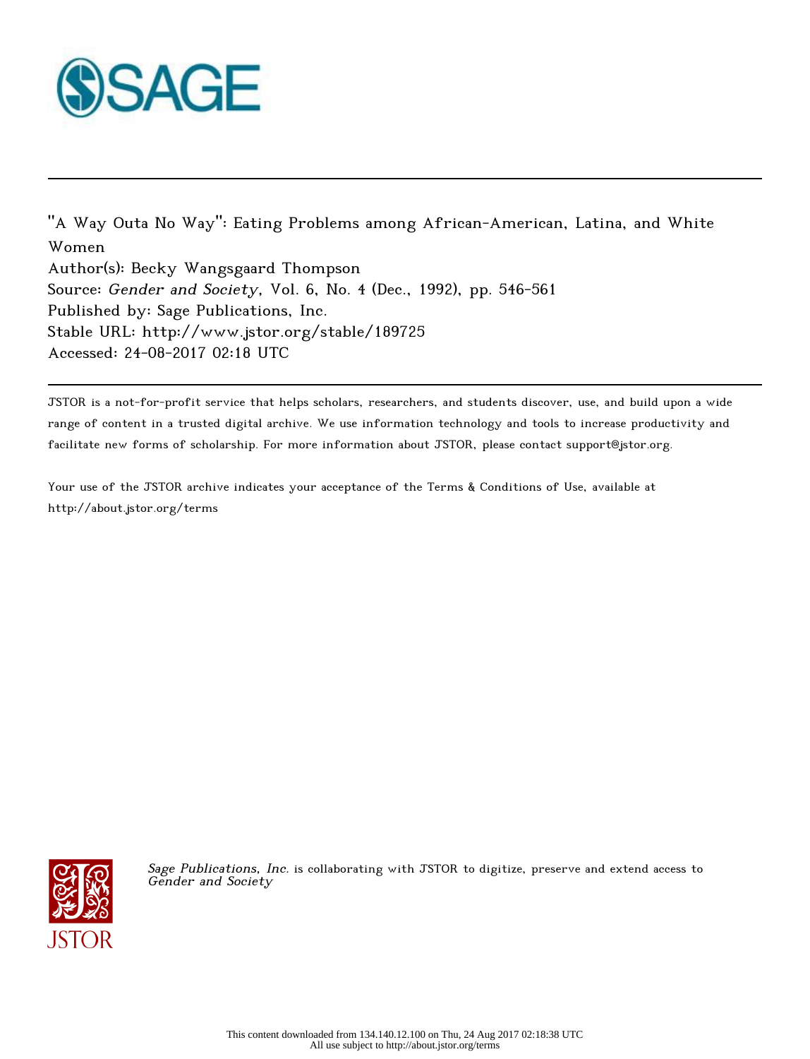"A Way Outa No Way": Eating Problems among African-American, Latina, and White Women

Author(s): Becky Wangsgaard Thompson

Source: *Gender and Society*, Vol. 6, No. 4 (Dec., 1992), pp. 546-561

Published by: Sage Publications, Inc.

Stable URL: http://www.jstor.org/stable/189725

Accessed: 24-08-2017 02:18 UTC

---

JSTOR is a not-for-profit service that helps scholars, researchers, and students discover, use, and build upon a wide range of content in a trusted digital archive. We use information technology and tools to increase productivity and facilitate new forms of scholarship. For more information about JSTOR, please contact support@jstor.org.

Your use of the JSTOR archive indicates your acceptance of the Terms & Conditions of Use, available at http://about.jstor.org/terms

*Sage Publications, Inc.* is collaborating with JSTOR to digitize, preserve and extend access to *Gender and Society*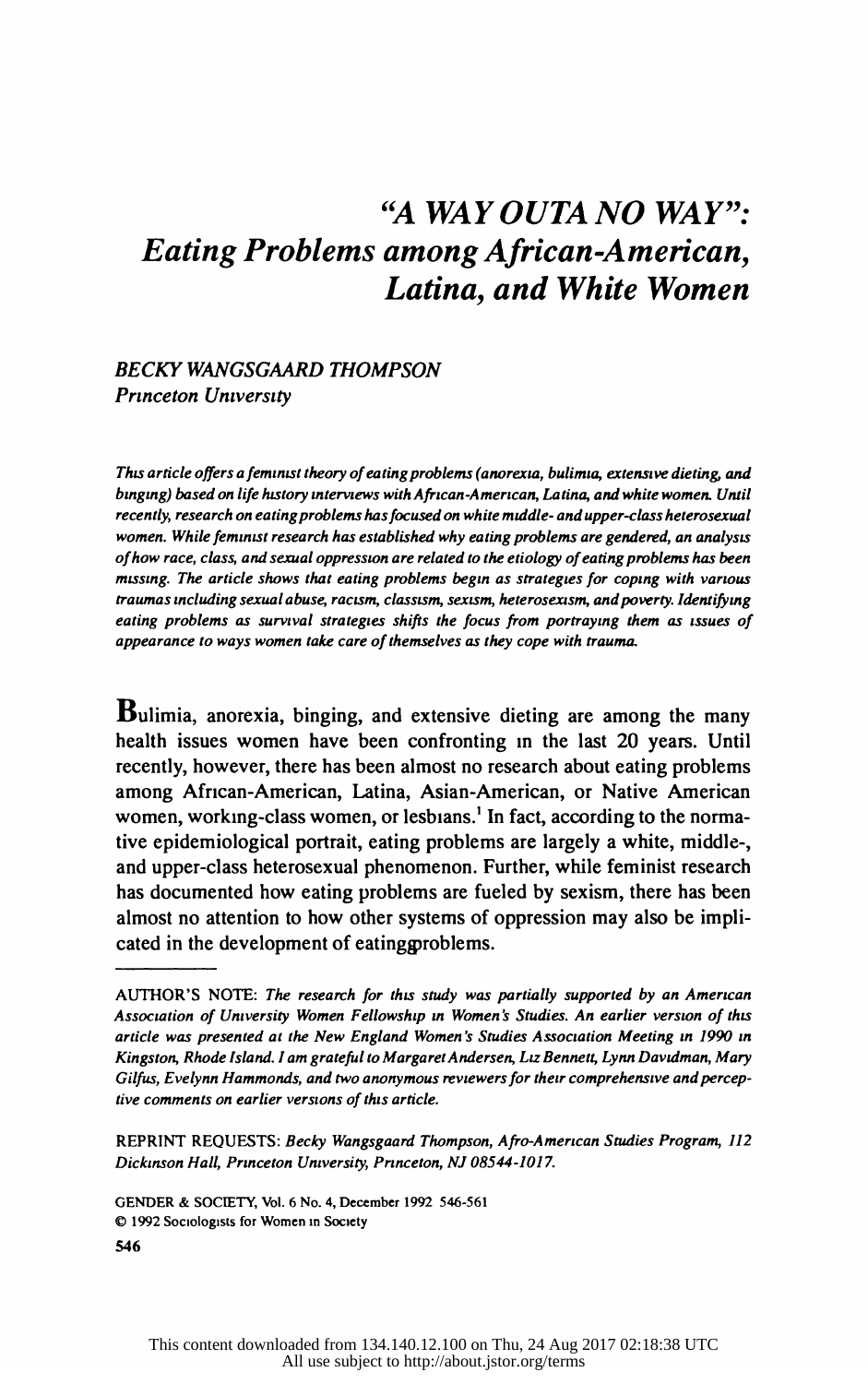// "A WAY OUTA NO WAY": Eating Problems among African-American, Latina, and White Women

# "A WAY OUTA NO WAY": *Eating Problems among African-American, Latina, and White Women*

*BECKY WANGSGAARD THOMPSON*
*Princeton University*

*This article offers a feminist theory of eating problems (anorexia, bulimia, extensive dieting, and binging) based on life history interviews with African-American, Latina, and white women. Until recently, research on eating problems has focused on white middle- and upper-class heterosexual women. While feminist research has established why eating problems are gendered, an analysis of how race, class, and sexual oppression are related to the etiology of eating problems has been missing. The article shows that eating problems begin as strategies for coping with various traumas including sexual abuse, racism, classism, sexism, heterosexism, and poverty. Identifying eating problems as survival strategies shifts the focus from portraying them as issues of appearance to ways women take care of themselves as they cope with trauma.*

**B**ulimia, anorexia, binging, and extensive dieting are among the many health issues women have been confronting in the last 20 years. Until recently, however, there has been almost no research about eating problems among African-American, Latina, Asian-American, or Native American women, working-class women, or lesbians.[1] In fact, according to the normative epidemiological portrait, eating problems are largely a white, middle-, and upper-class heterosexual phenomenon. Further, while feminist research has documented how eating problems are fueled by sexism, there has been almost no attention to how other systems of oppression may also be implicated in the development of eating problems.

---

AUTHOR'S NOTE: *The research for this study was partially supported by an American Association of University Women Fellowship in Women's Studies. An earlier version of this article was presented at the New England Women's Studies Association Meeting in 1990 in Kingston, Rhode Island. I am grateful to Margaret Andersen, Liz Bennett, Lynn Davidman, Mary Gilfus, Evelynn Hammonds, and two anonymous reviewers for their comprehensive and perceptive comments on earlier versions of this article.*

REPRINT REQUESTS: *Becky Wangsgaard Thompson, Afro-American Studies Program, 112 Dickinson Hall, Princeton University, Princeton, NJ 08544-1017.*

GENDER & SOCIETY, Vol. 6 No. 4, December 1992 546-561
© 1992 Sociologists for Women in Society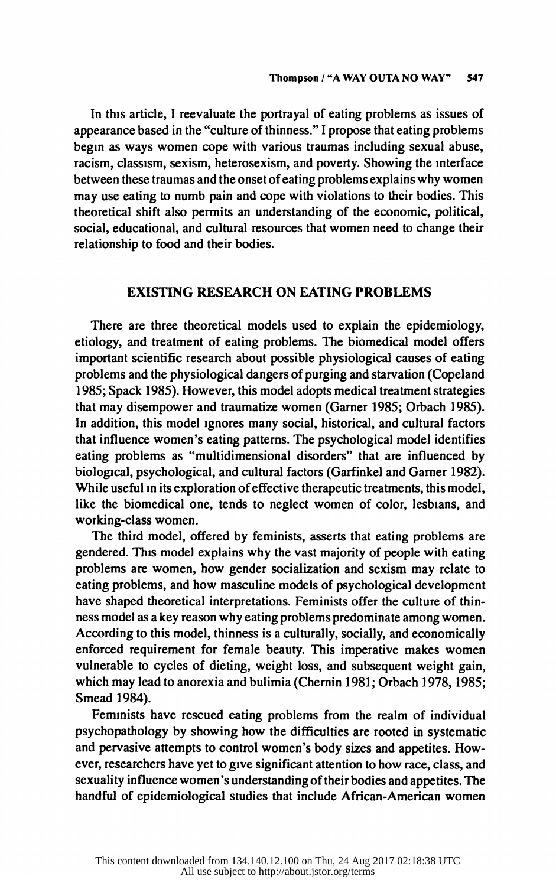In this article, I reevaluate the portrayal of eating problems as issues of appearance based in the "culture of thinness." I propose that eating problems begin as ways women cope with various traumas including sexual abuse, racism, classism, sexism, heterosexism, and poverty. Showing the interface between these traumas and the onset of eating problems explains why women may use eating to numb pain and cope with violations to their bodies. This theoretical shift also permits an understanding of the economic, political, social, educational, and cultural resources that women need to change their relationship to food and their bodies.

## EXISTING RESEARCH ON EATING PROBLEMS

There are three theoretical models used to explain the epidemiology, etiology, and treatment of eating problems. The biomedical model offers important scientific research about possible physiological causes of eating problems and the physiological dangers of purging and starvation (Copeland 1985; Spack 1985). However, this model adopts medical treatment strategies that may disempower and traumatize women (Garner 1985; Orbach 1985). In addition, this model ignores many social, historical, and cultural factors that influence women's eating patterns. The psychological model identifies eating problems as "multidimensional disorders" that are influenced by biological, psychological, and cultural factors (Garfinkel and Garner 1982). While useful in its exploration of effective therapeutic treatments, this model, like the biomedical one, tends to neglect women of color, lesbians, and working-class women.

The third model, offered by feminists, asserts that eating problems are gendered. This model explains why the vast majority of people with eating problems are women, how gender socialization and sexism may relate to eating problems, and how masculine models of psychological development have shaped theoretical interpretations. Feminists offer the culture of thinness model as a key reason why eating problems predominate among women. According to this model, thinness is a culturally, socially, and economically enforced requirement for female beauty. This imperative makes women vulnerable to cycles of dieting, weight loss, and subsequent weight gain, which may lead to anorexia and bulimia (Chernin 1981; Orbach 1978, 1985; Smead 1984).

Feminists have rescued eating problems from the realm of individual psychopathology by showing how the difficulties are rooted in systematic and pervasive attempts to control women's body sizes and appetites. However, researchers have yet to give significant attention to how race, class, and sexuality influence women's understanding of their bodies and appetites. The handful of epidemiological studies that include African-American women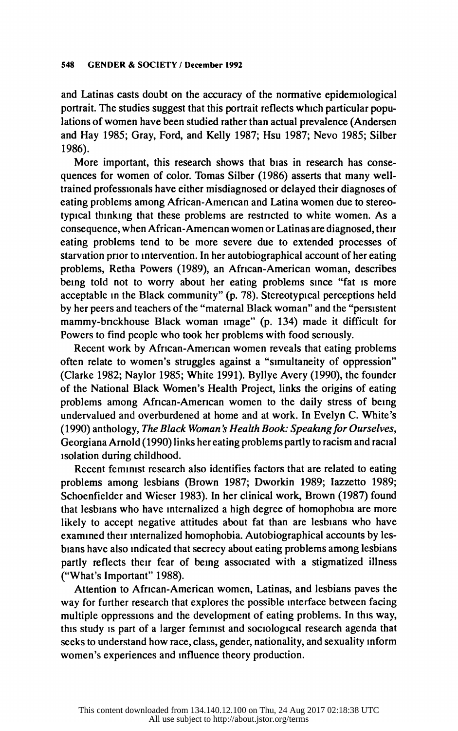and Latinas casts doubt on the accuracy of the normative epidemiological portrait. The studies suggest that this portrait reflects which particular populations of women have been studied rather than actual prevalence (Andersen and Hay 1985; Gray, Ford, and Kelly 1987; Hsu 1987; Nevo 1985; Silber 1986).

More important, this research shows that bias in research has consequences for women of color. Tomas Silber (1986) asserts that many well-trained professionals have either misdiagnosed or delayed their diagnoses of eating problems among African-American and Latina women due to stereotypical thinking that these problems are restricted to white women. As a consequence, when African-American women or Latinas are diagnosed, their eating problems tend to be more severe due to extended processes of starvation prior to intervention. In her autobiographical account of her eating problems, Retha Powers (1989), an African-American woman, describes being told not to worry about her eating problems since "fat is more acceptable in the Black community" (p. 78). Stereotypical perceptions held by her peers and teachers of the "maternal Black woman" and the "persistent mammy-brickhouse Black woman image" (p. 134) made it difficult for Powers to find people who took her problems with food seriously.

Recent work by African-American women reveals that eating problems often relate to women's struggles against a "simultaneity of oppression" (Clarke 1982; Naylor 1985; White 1991). Byllye Avery (1990), the founder of the National Black Women's Health Project, links the origins of eating problems among African-American women to the daily stress of being undervalued and overburdened at home and at work. In Evelyn C. White's (1990) anthology, *The Black Woman's Health Book: Speaking for Ourselves*, Georgiana Arnold (1990) links her eating problems partly to racism and racial isolation during childhood.

Recent feminist research also identifies factors that are related to eating problems among lesbians (Brown 1987; Dworkin 1989; Iazzetto 1989; Schoenfielder and Wieser 1983). In her clinical work, Brown (1987) found that lesbians who have internalized a high degree of homophobia are more likely to accept negative attitudes about fat than are lesbians who have examined their internalized homophobia. Autobiographical accounts by lesbians have also indicated that secrecy about eating problems among lesbians partly reflects their fear of being associated with a stigmatized illness ("What's Important" 1988).

Attention to African-American women, Latinas, and lesbians paves the way for further research that explores the possible interface between facing multiple oppressions and the development of eating problems. In this way, this study is part of a larger feminist and sociological research agenda that seeks to understand how race, class, gender, nationality, and sexuality inform women's experiences and influence theory production.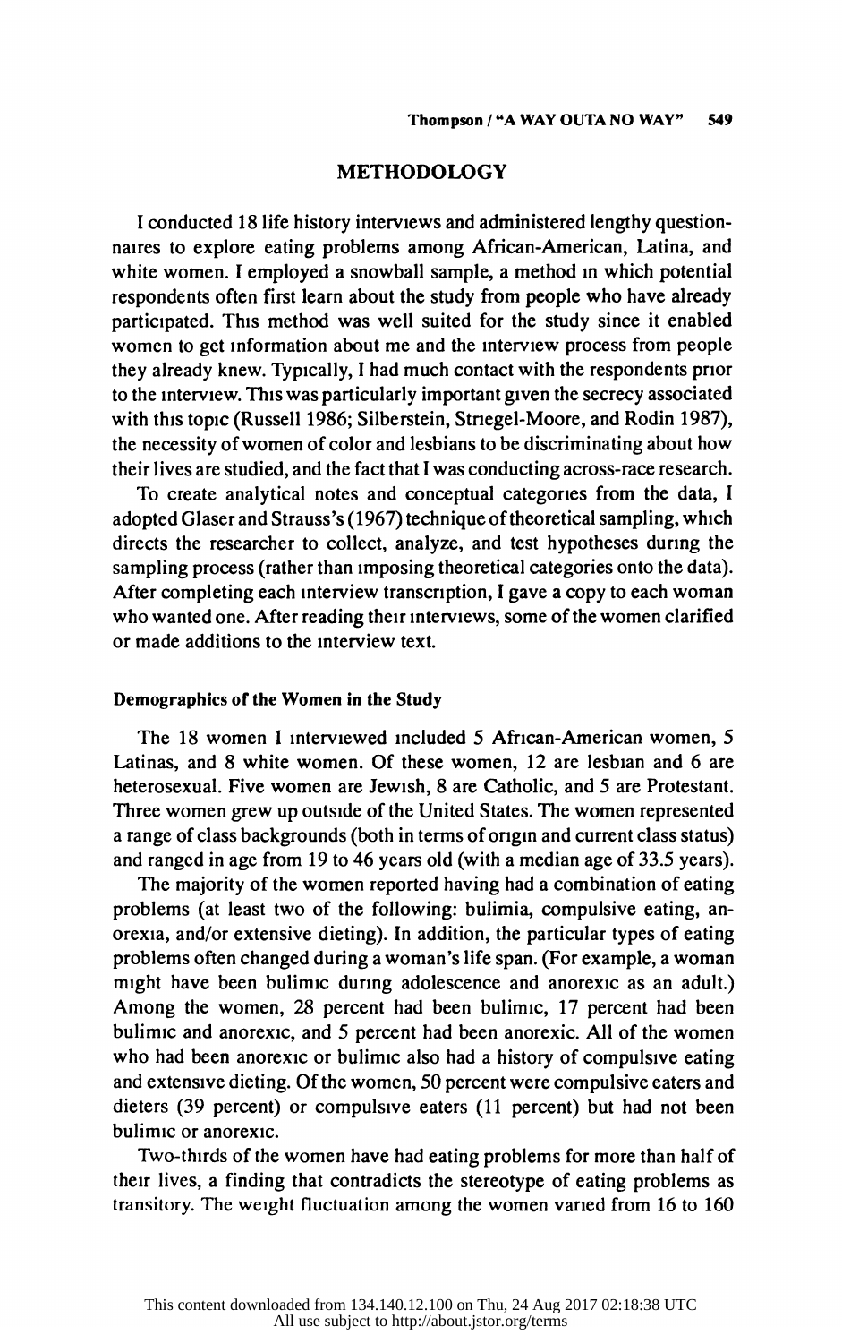## METHODOLOGY

I conducted 18 life history interviews and administered lengthy questionnaires to explore eating problems among African-American, Latina, and white women. I employed a snowball sample, a method in which potential respondents often first learn about the study from people who have already participated. This method was well suited for the study since it enabled women to get information about me and the interview process from people they already knew. Typically, I had much contact with the respondents prior to the interview. This was particularly important given the secrecy associated with this topic (Russell 1986; Silberstein, Striegel-Moore, and Rodin 1987), the necessity of women of color and lesbians to be discriminating about how their lives are studied, and the fact that I was conducting across-race research.

To create analytical notes and conceptual categories from the data, I adopted Glaser and Strauss's (1967) technique of theoretical sampling, which directs the researcher to collect, analyze, and test hypotheses during the sampling process (rather than imposing theoretical categories onto the data). After completing each interview transcription, I gave a copy to each woman who wanted one. After reading their interviews, some of the women clarified or made additions to the interview text.

### Demographics of the Women in the Study

The 18 women I interviewed included 5 African-American women, 5 Latinas, and 8 white women. Of these women, 12 are lesbian and 6 are heterosexual. Five women are Jewish, 8 are Catholic, and 5 are Protestant. Three women grew up outside of the United States. The women represented a range of class backgrounds (both in terms of origin and current class status) and ranged in age from 19 to 46 years old (with a median age of 33.5 years).

The majority of the women reported having had a combination of eating problems (at least two of the following: bulimia, compulsive eating, anorexia, and/or extensive dieting). In addition, the particular types of eating problems often changed during a woman's life span. (For example, a woman might have been bulimic during adolescence and anorexic as an adult.) Among the women, 28 percent had been bulimic, 17 percent had been bulimic and anorexic, and 5 percent had been anorexic. All of the women who had been anorexic or bulimic also had a history of compulsive eating and extensive dieting. Of the women, 50 percent were compulsive eaters and dieters (39 percent) or compulsive eaters (11 percent) but had not been bulimic or anorexic.

Two-thirds of the women have had eating problems for more than half of their lives, a finding that contradicts the stereotype of eating problems as transitory. The weight fluctuation among the women varied from 16 to 160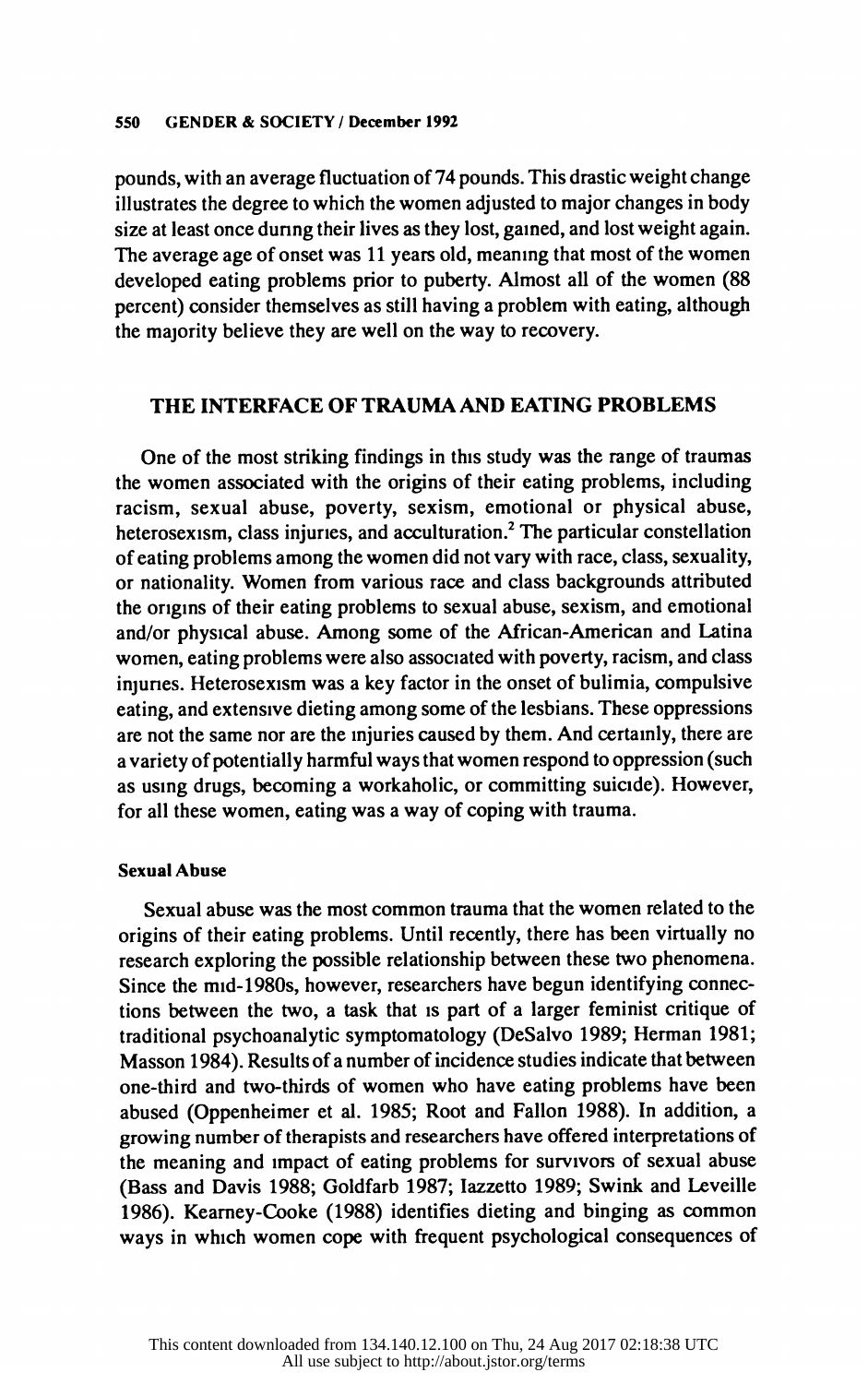pounds, with an average fluctuation of 74 pounds. This drastic weight change illustrates the degree to which the women adjusted to major changes in body size at least once during their lives as they lost, gained, and lost weight again. The average age of onset was 11 years old, meaning that most of the women developed eating problems prior to puberty. Almost all of the women (88 percent) consider themselves as still having a problem with eating, although the majority believe they are well on the way to recovery.

## THE INTERFACE OF TRAUMA AND EATING PROBLEMS

One of the most striking findings in this study was the range of traumas the women associated with the origins of their eating problems, including racism, sexual abuse, poverty, sexism, emotional or physical abuse, heterosexism, class injuries, and acculturation.[2] The particular constellation of eating problems among the women did not vary with race, class, sexuality, or nationality. Women from various race and class backgrounds attributed the origins of their eating problems to sexual abuse, sexism, and emotional and/or physical abuse. Among some of the African-American and Latina women, eating problems were also associated with poverty, racism, and class injuries. Heterosexism was a key factor in the onset of bulimia, compulsive eating, and extensive dieting among some of the lesbians. These oppressions are not the same nor are the injuries caused by them. And certainly, there are a variety of potentially harmful ways that women respond to oppression (such as using drugs, becoming a workaholic, or committing suicide). However, for all these women, eating was a way of coping with trauma.

### Sexual Abuse

Sexual abuse was the most common trauma that the women related to the origins of their eating problems. Until recently, there has been virtually no research exploring the possible relationship between these two phenomena. Since the mid-1980s, however, researchers have begun identifying connections between the two, a task that is part of a larger feminist critique of traditional psychoanalytic symptomatology (DeSalvo 1989; Herman 1981; Masson 1984). Results of a number of incidence studies indicate that between one-third and two-thirds of women who have eating problems have been abused (Oppenheimer et al. 1985; Root and Fallon 1988). In addition, a growing number of therapists and researchers have offered interpretations of the meaning and impact of eating problems for survivors of sexual abuse (Bass and Davis 1988; Goldfarb 1987; Iazzetto 1989; Swink and Leveille 1986). Kearney-Cooke (1988) identifies dieting and binging as common ways in which women cope with frequent psychological consequences of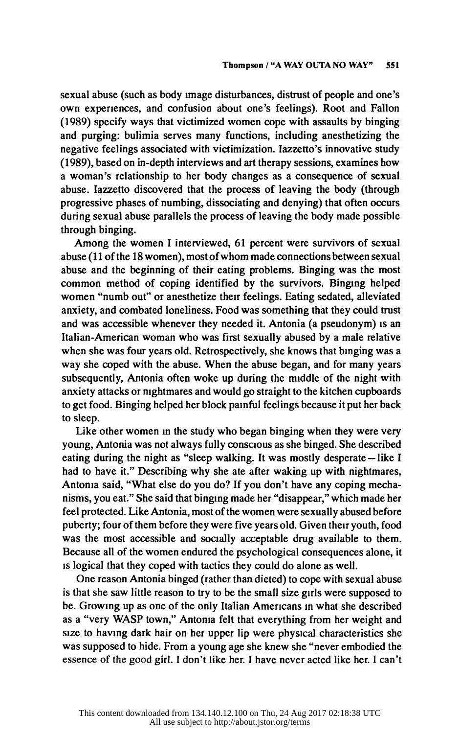sexual abuse (such as body image disturbances, distrust of people and one's own experiences, and confusion about one's feelings). Root and Fallon (1989) specify ways that victimized women cope with assaults by binging and purging: bulimia serves many functions, including anesthetizing the negative feelings associated with victimization. Iazzetto's innovative study (1989), based on in-depth interviews and art therapy sessions, examines how a woman's relationship to her body changes as a consequence of sexual abuse. Iazzetto discovered that the process of leaving the body (through progressive phases of numbing, dissociating and denying) that often occurs during sexual abuse parallels the process of leaving the body made possible through binging.

Among the women I interviewed, 61 percent were survivors of sexual abuse (11 of the 18 women), most of whom made connections between sexual abuse and the beginning of their eating problems. Binging was the most common method of coping identified by the survivors. Binging helped women "numb out" or anesthetize their feelings. Eating sedated, alleviated anxiety, and combated loneliness. Food was something that they could trust and was accessible whenever they needed it. Antonia (a pseudonym) is an Italian-American woman who was first sexually abused by a male relative when she was four years old. Retrospectively, she knows that binging was a way she coped with the abuse. When the abuse began, and for many years subsequently, Antonia often woke up during the middle of the night with anxiety attacks or nightmares and would go straight to the kitchen cupboards to get food. Binging helped her block painful feelings because it put her back to sleep.

Like other women in the study who began binging when they were very young, Antonia was not always fully conscious as she binged. She described eating during the night as "sleep walking. It was mostly desperate—like I had to have it." Describing why she ate after waking up with nightmares, Antonia said, "What else do you do? If you don't have any coping mechanisms, you eat." She said that binging made her "disappear," which made her feel protected. Like Antonia, most of the women were sexually abused before puberty; four of them before they were five years old. Given their youth, food was the most accessible and socially acceptable drug available to them. Because all of the women endured the psychological consequences alone, it is logical that they coped with tactics they could do alone as well.

One reason Antonia binged (rather than dieted) to cope with sexual abuse is that she saw little reason to try to be the small size girls were supposed to be. Growing up as one of the only Italian Americans in what she described as a "very WASP town," Antonia felt that everything from her weight and size to having dark hair on her upper lip were physical characteristics she was supposed to hide. From a young age she knew she "never embodied the essence of the good girl. I don't like her. I have never acted like her. I can't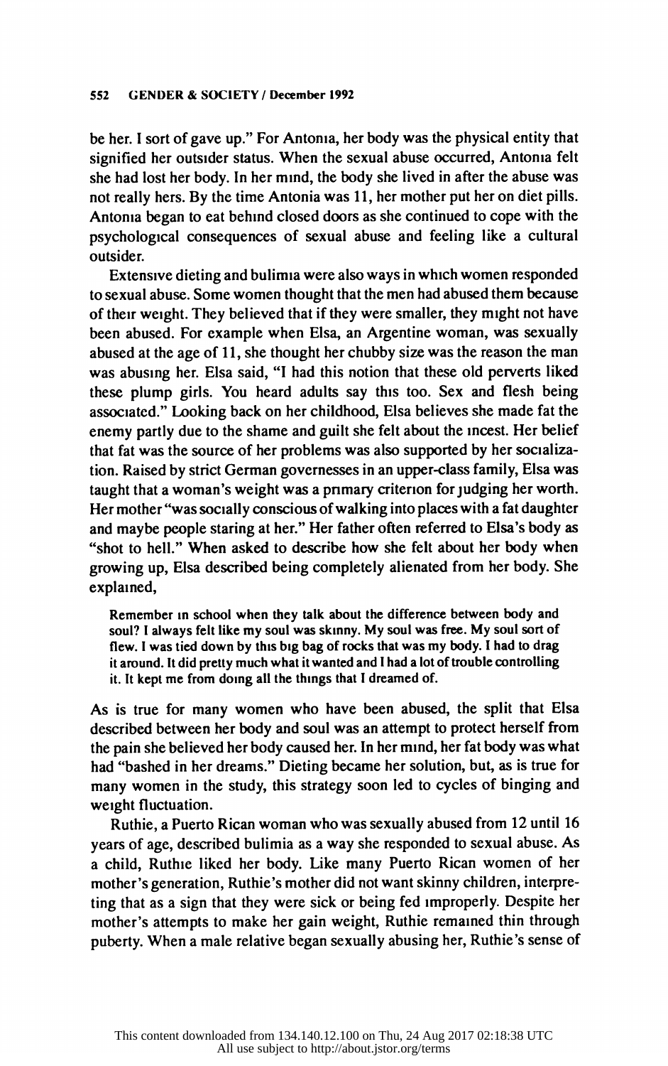be her. I sort of gave up." For Antonia, her body was the physical entity that signified her outsider status. When the sexual abuse occurred, Antonia felt she had lost her body. In her mind, the body she lived in after the abuse was not really hers. By the time Antonia was 11, her mother put her on diet pills. Antonia began to eat behind closed doors as she continued to cope with the psychological consequences of sexual abuse and feeling like a cultural outsider.

Extensive dieting and bulimia were also ways in which women responded to sexual abuse. Some women thought that the men had abused them because of their weight. They believed that if they were smaller, they might not have been abused. For example when Elsa, an Argentine woman, was sexually abused at the age of 11, she thought her chubby size was the reason the man was abusing her. Elsa said, "I had this notion that these old perverts liked these plump girls. You heard adults say this too. Sex and flesh being associated." Looking back on her childhood, Elsa believes she made fat the enemy partly due to the shame and guilt she felt about the incest. Her belief that fat was the source of her problems was also supported by her socialization. Raised by strict German governesses in an upper-class family, Elsa was taught that a woman's weight was a primary criterion for judging her worth. Her mother "was socially conscious of walking into places with a fat daughter and maybe people staring at her." Her father often referred to Elsa's body as "shot to hell." When asked to describe how she felt about her body when growing up, Elsa described being completely alienated from her body. She explained,

> Remember in school when they talk about the difference between body and soul? I always felt like my soul was skinny. My soul was free. My soul sort of flew. I was tied down by this big bag of rocks that was my body. I had to drag it around. It did pretty much what it wanted and I had a lot of trouble controlling it. It kept me from doing all the things that I dreamed of.

As is true for many women who have been abused, the split that Elsa described between her body and soul was an attempt to protect herself from the pain she believed her body caused her. In her mind, her fat body was what had "bashed in her dreams." Dieting became her solution, but, as is true for many women in the study, this strategy soon led to cycles of binging and weight fluctuation.

Ruthie, a Puerto Rican woman who was sexually abused from 12 until 16 years of age, described bulimia as a way she responded to sexual abuse. As a child, Ruthie liked her body. Like many Puerto Rican women of her mother's generation, Ruthie's mother did not want skinny children, interpreting that as a sign that they were sick or being fed improperly. Despite her mother's attempts to make her gain weight, Ruthie remained thin through puberty. When a male relative began sexually abusing her, Ruthie's sense of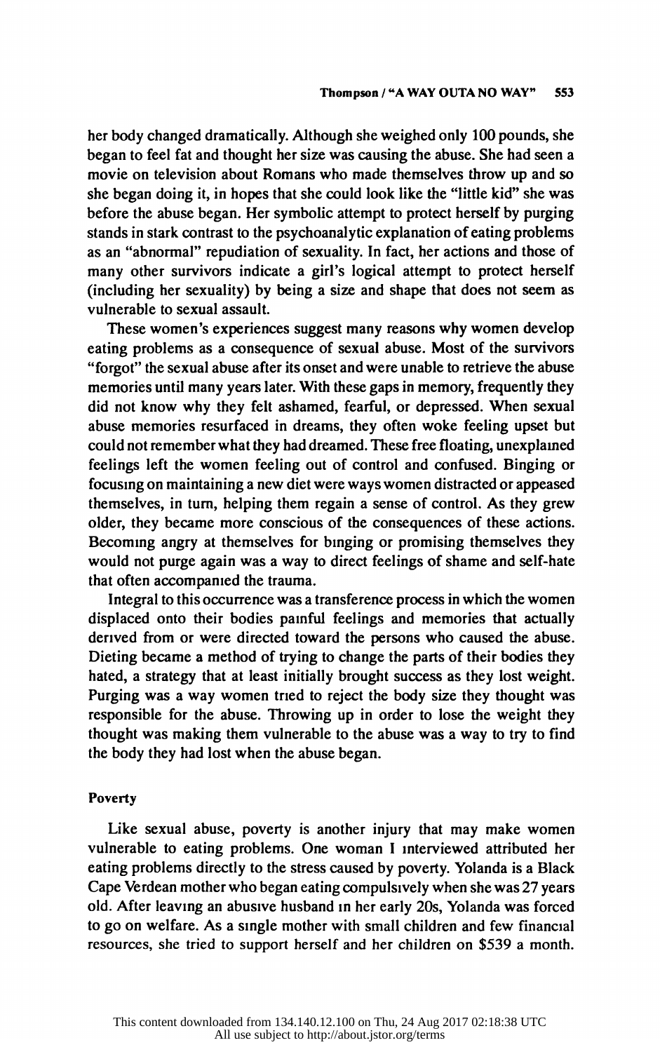her body changed dramatically. Although she weighed only 100 pounds, she began to feel fat and thought her size was causing the abuse. She had seen a movie on television about Romans who made themselves throw up and so she began doing it, in hopes that she could look like the "little kid" she was before the abuse began. Her symbolic attempt to protect herself by purging stands in stark contrast to the psychoanalytic explanation of eating problems as an "abnormal" repudiation of sexuality. In fact, her actions and those of many other survivors indicate a girl's logical attempt to protect herself (including her sexuality) by being a size and shape that does not seem as vulnerable to sexual assault.

These women's experiences suggest many reasons why women develop eating problems as a consequence of sexual abuse. Most of the survivors "forgot" the sexual abuse after its onset and were unable to retrieve the abuse memories until many years later. With these gaps in memory, frequently they did not know why they felt ashamed, fearful, or depressed. When sexual abuse memories resurfaced in dreams, they often woke feeling upset but could not remember what they had dreamed. These free floating, unexplained feelings left the women feeling out of control and confused. Binging or focusing on maintaining a new diet were ways women distracted or appeased themselves, in turn, helping them regain a sense of control. As they grew older, they became more conscious of the consequences of these actions. Becoming angry at themselves for binging or promising themselves they would not purge again was a way to direct feelings of shame and self-hate that often accompanied the trauma.

Integral to this occurrence was a transference process in which the women displaced onto their bodies painful feelings and memories that actually derived from or were directed toward the persons who caused the abuse. Dieting became a method of trying to change the parts of their bodies they hated, a strategy that at least initially brought success as they lost weight. Purging was a way women tried to reject the body size they thought was responsible for the abuse. Throwing up in order to lose the weight they thought was making them vulnerable to the abuse was a way to try to find the body they had lost when the abuse began.

### Poverty

Like sexual abuse, poverty is another injury that may make women vulnerable to eating problems. One woman I interviewed attributed her eating problems directly to the stress caused by poverty. Yolanda is a Black Cape Verdean mother who began eating compulsively when she was 27 years old. After leaving an abusive husband in her early 20s, Yolanda was forced to go on welfare. As a single mother with small children and few financial resources, she tried to support herself and her children on $539 a month.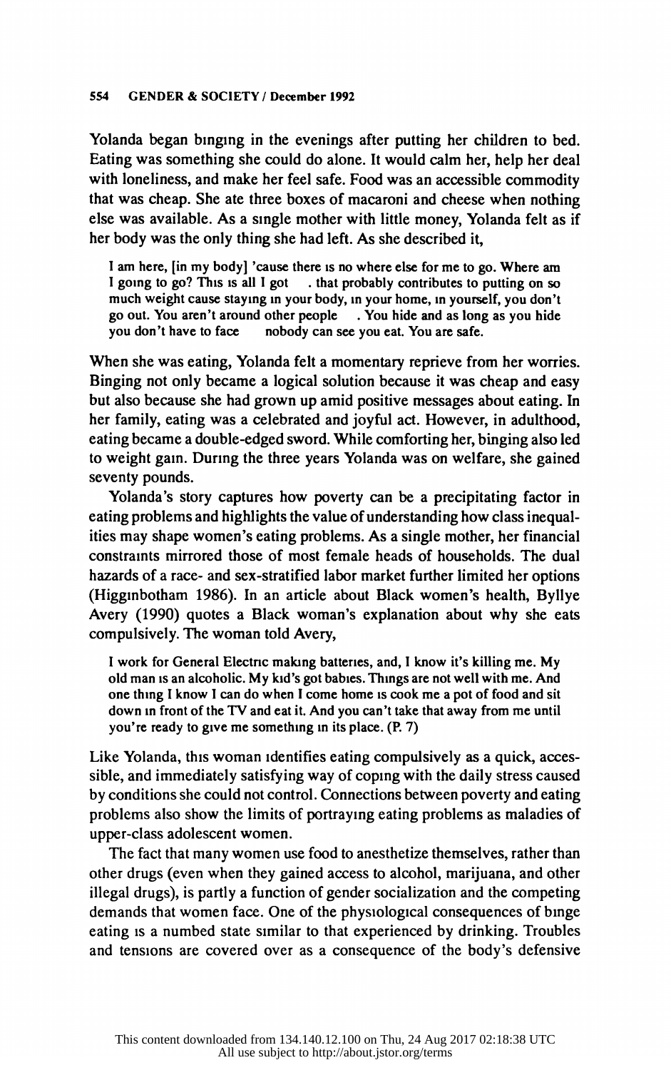Yolanda began binging in the evenings after putting her children to bed. Eating was something she could do alone. It would calm her, help her deal with loneliness, and make her feel safe. Food was an accessible commodity that was cheap. She ate three boxes of macaroni and cheese when nothing else was available. As a single mother with little money, Yolanda felt as if her body was the only thing she had left. As she described it,

> I am here, [in my body] 'cause there is no where else for me to go. Where am I going to go? This is all I got . . . that probably contributes to putting on so much weight cause staying in your body, in your home, in yourself, you don't go out. You aren't around other people . . . You hide and as long as you hide you don't have to face . . . nobody can see you eat. You are safe.

When she was eating, Yolanda felt a momentary reprieve from her worries. Binging not only became a logical solution because it was cheap and easy but also because she had grown up amid positive messages about eating. In her family, eating was a celebrated and joyful act. However, in adulthood, eating became a double-edged sword. While comforting her, binging also led to weight gain. During the three years Yolanda was on welfare, she gained seventy pounds.

Yolanda's story captures how poverty can be a precipitating factor in eating problems and highlights the value of understanding how class inequalities may shape women's eating problems. As a single mother, her financial constraints mirrored those of most female heads of households. The dual hazards of a race- and sex-stratified labor market further limited her options (Higginbotham 1986). In an article about Black women's health, Byllye Avery (1990) quotes a Black woman's explanation about why she eats compulsively. The woman told Avery,

> I work for General Electric making batteries, and, I know it's killing me. My old man is an alcoholic. My kid's got babies. Things are not well with me. And one thing I know I can do when I come home is cook me a pot of food and sit down in front of the TV and eat it. And you can't take that away from me until you're ready to give me something in its place. (P. 7)

Like Yolanda, this woman identifies eating compulsively as a quick, accessible, and immediately satisfying way of coping with the daily stress caused by conditions she could not control. Connections between poverty and eating problems also show the limits of portraying eating problems as maladies of upper-class adolescent women.

The fact that many women use food to anesthetize themselves, rather than other drugs (even when they gained access to alcohol, marijuana, and other illegal drugs), is partly a function of gender socialization and the competing demands that women face. One of the physiological consequences of binge eating is a numbed state similar to that experienced by drinking. Troubles and tensions are covered over as a consequence of the body's defensive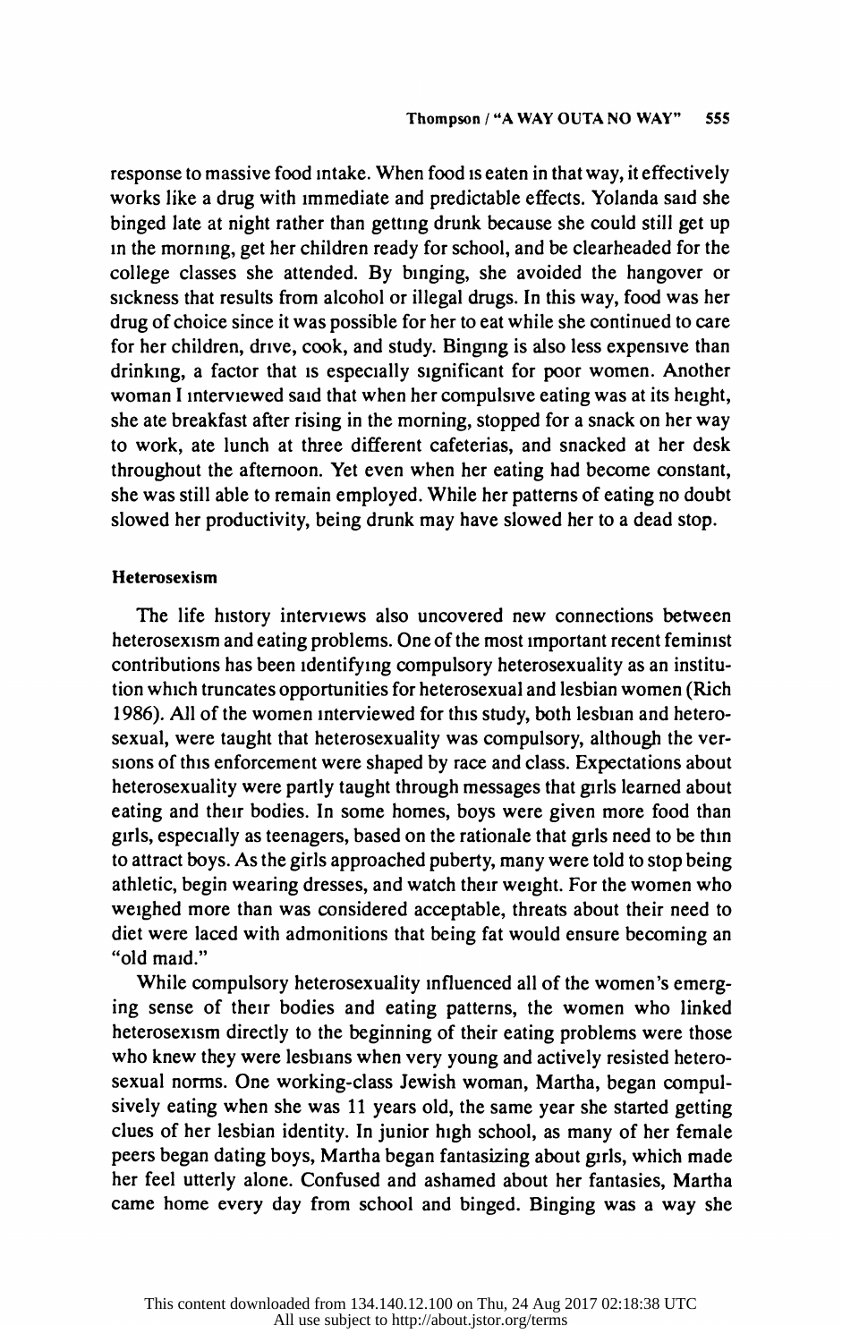response to massive food intake. When food is eaten in that way, it effectively works like a drug with immediate and predictable effects. Yolanda said she binged late at night rather than getting drunk because she could still get up in the morning, get her children ready for school, and be clearheaded for the college classes she attended. By binging, she avoided the hangover or sickness that results from alcohol or illegal drugs. In this way, food was her drug of choice since it was possible for her to eat while she continued to care for her children, drive, cook, and study. Binging is also less expensive than drinking, a factor that is especially significant for poor women. Another woman I interviewed said that when her compulsive eating was at its height, she ate breakfast after rising in the morning, stopped for a snack on her way to work, ate lunch at three different cafeterias, and snacked at her desk throughout the afternoon. Yet even when her eating had become constant, she was still able to remain employed. While her patterns of eating no doubt slowed her productivity, being drunk may have slowed her to a dead stop.

### Heterosexism

The life history interviews also uncovered new connections between heterosexism and eating problems. One of the most important recent feminist contributions has been identifying compulsory heterosexuality as an institution which truncates opportunities for heterosexual and lesbian women (Rich 1986). All of the women interviewed for this study, both lesbian and heterosexual, were taught that heterosexuality was compulsory, although the versions of this enforcement were shaped by race and class. Expectations about heterosexuality were partly taught through messages that girls learned about eating and their bodies. In some homes, boys were given more food than girls, especially as teenagers, based on the rationale that girls need to be thin to attract boys. As the girls approached puberty, many were told to stop being athletic, begin wearing dresses, and watch their weight. For the women who weighed more than was considered acceptable, threats about their need to diet were laced with admonitions that being fat would ensure becoming an "old maid."

While compulsory heterosexuality influenced all of the women's emerging sense of their bodies and eating patterns, the women who linked heterosexism directly to the beginning of their eating problems were those who knew they were lesbians when very young and actively resisted heterosexual norms. One working-class Jewish woman, Martha, began compulsively eating when she was 11 years old, the same year she started getting clues of her lesbian identity. In junior high school, as many of her female peers began dating boys, Martha began fantasizing about girls, which made her feel utterly alone. Confused and ashamed about her fantasies, Martha came home every day from school and binged. Binging was a way she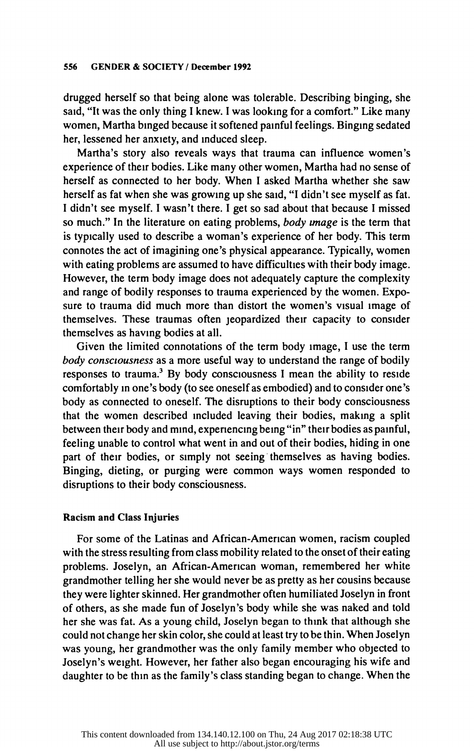drugged herself so that being alone was tolerable. Describing binging, she said, "It was the only thing I knew. I was looking for a comfort." Like many women, Martha binged because it softened painful feelings. Binging sedated her, lessened her anxiety, and induced sleep.

Martha's story also reveals ways that trauma can influence women's experience of their bodies. Like many other women, Martha had no sense of herself as connected to her body. When I asked Martha whether she saw herself as fat when she was growing up she said, "I didn't see myself as fat. I didn't see myself. I wasn't there. I get so sad about that because I missed so much." In the literature on eating problems, *body image* is the term that is typically used to describe a woman's experience of her body. This term connotes the act of imagining one's physical appearance. Typically, women with eating problems are assumed to have difficulties with their body image. However, the term body image does not adequately capture the complexity and range of bodily responses to trauma experienced by the women. Exposure to trauma did much more than distort the women's visual image of themselves. These traumas often jeopardized their capacity to consider themselves as having bodies at all.

Given the limited connotations of the term body image, I use the term *body consciousness* as a more useful way to understand the range of bodily responses to trauma.[3] By body consciousness I mean the ability to reside comfortably in one's body (to see oneself as embodied) and to consider one's body as connected to oneself. The disruptions to their body consciousness that the women described included leaving their bodies, making a split between their body and mind, experiencing being "in" their bodies as painful, feeling unable to control what went in and out of their bodies, hiding in one part of their bodies, or simply not seeing themselves as having bodies. Binging, dieting, or purging were common ways women responded to disruptions to their body consciousness.

### Racism and Class Injuries

For some of the Latinas and African-American women, racism coupled with the stress resulting from class mobility related to the onset of their eating problems. Joselyn, an African-American woman, remembered her white grandmother telling her she would never be as pretty as her cousins because they were lighter skinned. Her grandmother often humiliated Joselyn in front of others, as she made fun of Joselyn's body while she was naked and told her she was fat. As a young child, Joselyn began to think that although she could not change her skin color, she could at least try to be thin. When Joselyn was young, her grandmother was the only family member who objected to Joselyn's weight. However, her father also began encouraging his wife and daughter to be thin as the family's class standing began to change. When the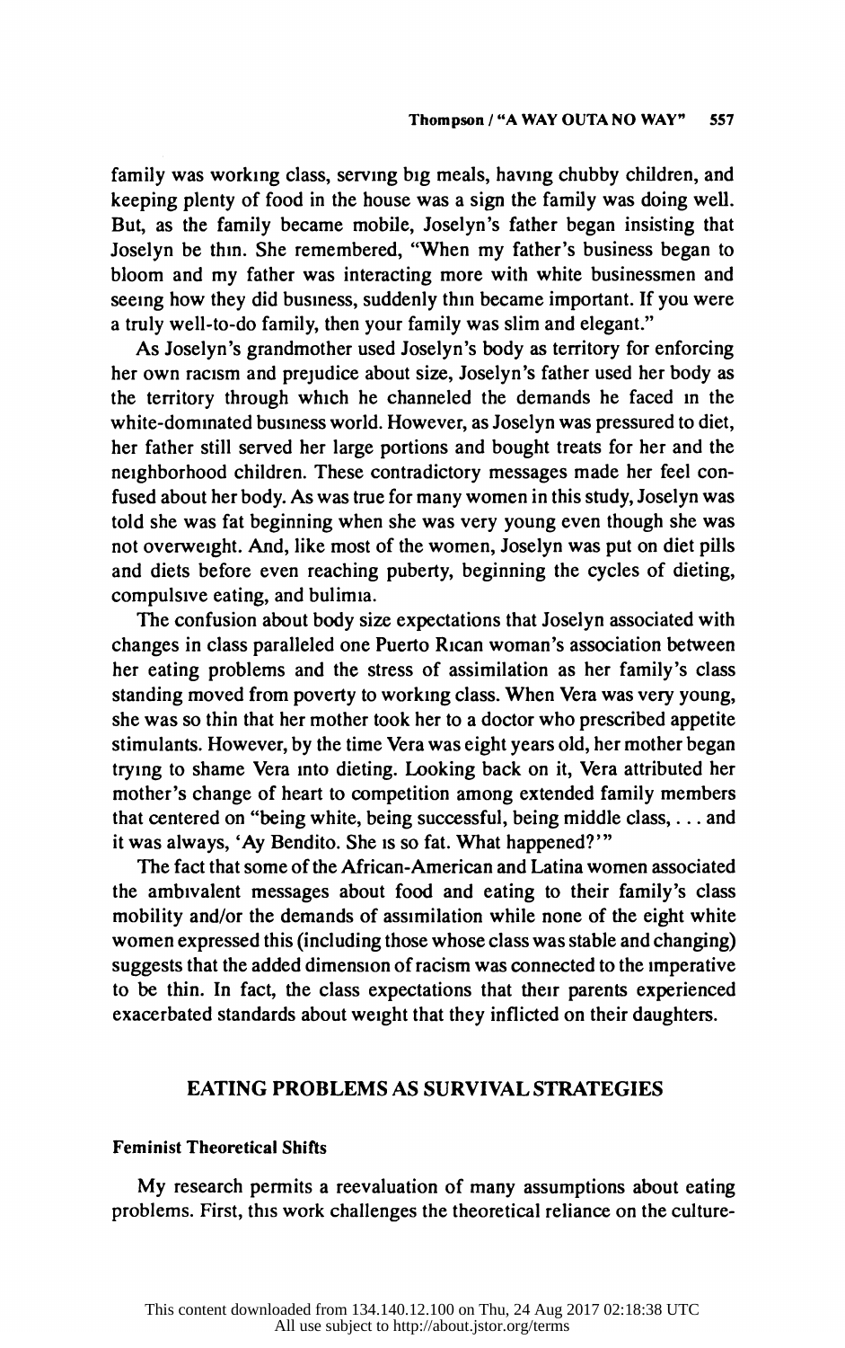family was working class, serving big meals, having chubby children, and keeping plenty of food in the house was a sign the family was doing well. But, as the family became mobile, Joselyn's father began insisting that Joselyn be thin. She remembered, "When my father's business began to bloom and my father was interacting more with white businessmen and seeing how they did business, suddenly thin became important. If you were a truly well-to-do family, then your family was slim and elegant."

As Joselyn's grandmother used Joselyn's body as territory for enforcing her own racism and prejudice about size, Joselyn's father used her body as the territory through which he channeled the demands he faced in the white-dominated business world. However, as Joselyn was pressured to diet, her father still served her large portions and bought treats for her and the neighborhood children. These contradictory messages made her feel confused about her body. As was true for many women in this study, Joselyn was told she was fat beginning when she was very young even though she was not overweight. And, like most of the women, Joselyn was put on diet pills and diets before even reaching puberty, beginning the cycles of dieting, compulsive eating, and bulimia.

The confusion about body size expectations that Joselyn associated with changes in class paralleled one Puerto Rican woman's association between her eating problems and the stress of assimilation as her family's class standing moved from poverty to working class. When Vera was very young, she was so thin that her mother took her to a doctor who prescribed appetite stimulants. However, by the time Vera was eight years old, her mother began trying to shame Vera into dieting. Looking back on it, Vera attributed her mother's change of heart to competition among extended family members that centered on "being white, being successful, being middle class, . . . and it was always, 'Ay Bendito. She is so fat. What happened?'"

The fact that some of the African-American and Latina women associated the ambivalent messages about food and eating to their family's class mobility and/or the demands of assimilation while none of the eight white women expressed this (including those whose class was stable and changing) suggests that the added dimension of racism was connected to the imperative to be thin. In fact, the class expectations that their parents experienced exacerbated standards about weight that they inflicted on their daughters.

## EATING PROBLEMS AS SURVIVAL STRATEGIES

### Feminist Theoretical Shifts

My research permits a reevaluation of many assumptions about eating problems. First, this work challenges the theoretical reliance on the culture-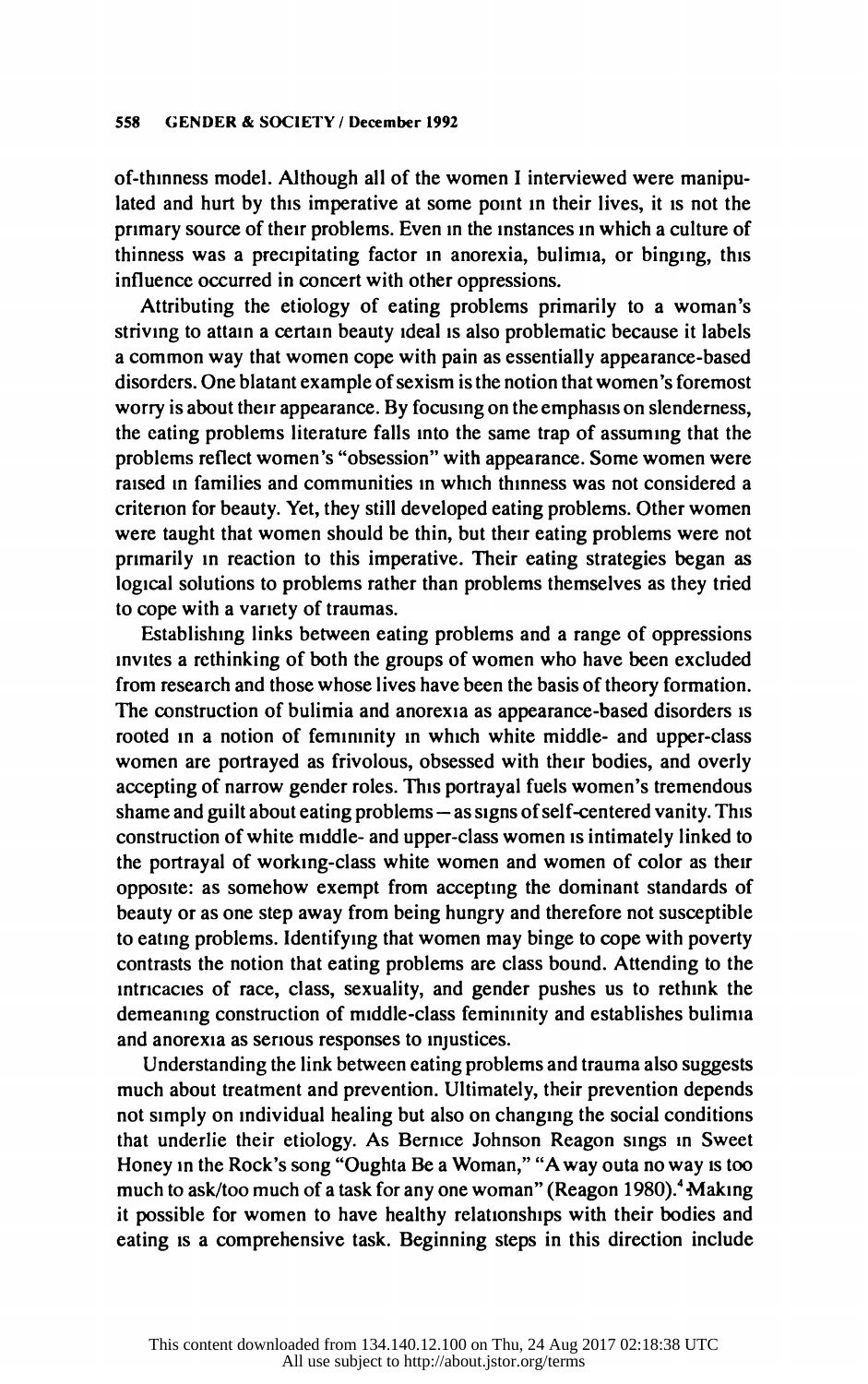of-thinness model. Although all of the women I interviewed were manipulated and hurt by this imperative at some point in their lives, it is not the primary source of their problems. Even in the instances in which a culture of thinness was a precipitating factor in anorexia, bulimia, or binging, this influence occurred in concert with other oppressions.

Attributing the etiology of eating problems primarily to a woman's striving to attain a certain beauty ideal is also problematic because it labels a common way that women cope with pain as essentially appearance-based disorders. One blatant example of sexism is the notion that women's foremost worry is about their appearance. By focusing on the emphasis on slenderness, the eating problems literature falls into the same trap of assuming that the problems reflect women's "obsession" with appearance. Some women were raised in families and communities in which thinness was not considered a criterion for beauty. Yet, they still developed eating problems. Other women were taught that women should be thin, but their eating problems were not primarily in reaction to this imperative. Their eating strategies began as logical solutions to problems rather than problems themselves as they tried to cope with a variety of traumas.

Establishing links between eating problems and a range of oppressions invites a rethinking of both the groups of women who have been excluded from research and those whose lives have been the basis of theory formation. The construction of bulimia and anorexia as appearance-based disorders is rooted in a notion of femininity in which white middle- and upper-class women are portrayed as frivolous, obsessed with their bodies, and overly accepting of narrow gender roles. This portrayal fuels women's tremendous shame and guilt about eating problems — as signs of self-centered vanity. This construction of white middle- and upper-class women is intimately linked to the portrayal of working-class white women and women of color as their opposite: as somehow exempt from accepting the dominant standards of beauty or as one step away from being hungry and therefore not susceptible to eating problems. Identifying that women may binge to cope with poverty contrasts the notion that eating problems are class bound. Attending to the intricacies of race, class, sexuality, and gender pushes us to rethink the demeaning construction of middle-class femininity and establishes bulimia and anorexia as serious responses to injustices.

Understanding the link between eating problems and trauma also suggests much about treatment and prevention. Ultimately, their prevention depends not simply on individual healing but also on changing the social conditions that underlie their etiology. As Bernice Johnson Reagon sings in Sweet Honey in the Rock's song "Oughta Be a Woman," "A way outa no way is too much to ask/too much of a task for any one woman" (Reagon 1980).[4] Making it possible for women to have healthy relationships with their bodies and eating is a comprehensive task. Beginning steps in this direction include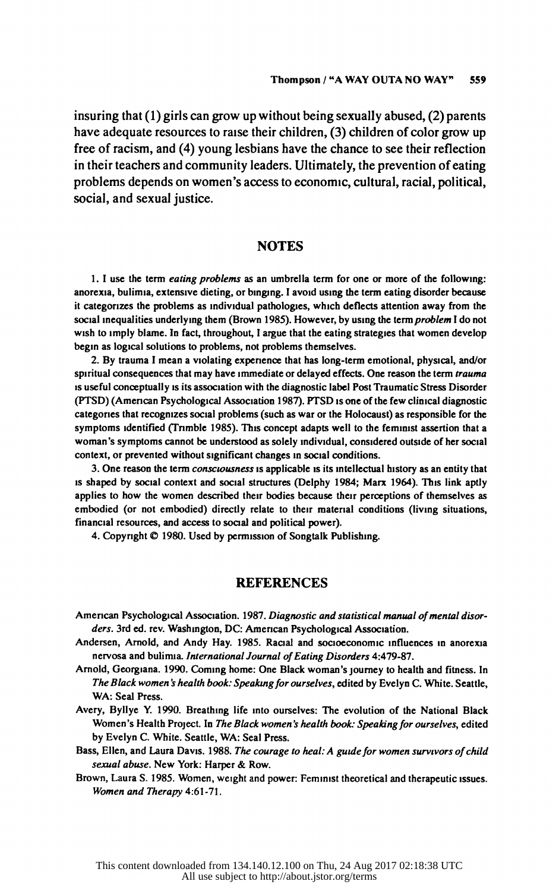insuring that (1) girls can grow up without being sexually abused, (2) parents have adequate resources to raise their children, (3) children of color grow up free of racism, and (4) young lesbians have the chance to see their reflection in their teachers and community leaders. Ultimately, the prevention of eating problems depends on women's access to economic, cultural, racial, political, social, and sexual justice.

## NOTES

1. I use the term *eating problems* as an umbrella term for one or more of the following: anorexia, bulimia, extensive dieting, or binging. I avoid using the term eating disorder because it categorizes the problems as individual pathologies, which deflects attention away from the social inequalities underlying them (Brown 1985). However, by using the term *problem* I do not wish to imply blame. In fact, throughout, I argue that the eating strategies that women develop begin as logical solutions to problems, not problems themselves.

2. By trauma I mean a violating experience that has long-term emotional, physical, and/or spiritual consequences that may have immediate or delayed effects. One reason the term *trauma* is useful conceptually is its association with the diagnostic label Post Traumatic Stress Disorder (PTSD) (American Psychological Association 1987). PTSD is one of the few clinical diagnostic categories that recognizes social problems (such as war or the Holocaust) as responsible for the symptoms identified (Trimble 1985). This concept adapts well to the feminist assertion that a woman's symptoms cannot be understood as solely individual, considered outside of her social context, or prevented without significant changes in social conditions.

3. One reason the term *consciousness* is applicable is its intellectual history as an entity that is shaped by social context and social structures (Delphy 1984; Marx 1964). This link aptly applies to how the women described their bodies because their perceptions of themselves as embodied (or not embodied) directly relate to their material conditions (living situations, financial resources, and access to social and political power).

4. Copyright © 1980. Used by permission of Songtalk Publishing.

## REFERENCES

American Psychological Association. 1987. *Diagnostic and statistical manual of mental disorders*. 3rd ed. rev. Washington, DC: American Psychological Association.

Andersen, Arnold, and Andy Hay. 1985. Racial and socioeconomic influences in anorexia nervosa and bulimia. *International Journal of Eating Disorders* 4:479-87.

Arnold, Georgiana. 1990. Coming home: One Black woman's journey to health and fitness. In *The Black women's health book: Speaking for ourselves*, edited by Evelyn C. White. Seattle, WA: Seal Press.

Avery, Byllye Y. 1990. Breathing life into ourselves: The evolution of the National Black Women's Health Project. In *The Black women's health book: Speaking for ourselves*, edited by Evelyn C. White. Seattle, WA: Seal Press.

Bass, Ellen, and Laura Davis. 1988. *The courage to heal: A guide for women survivors of child sexual abuse*. New York: Harper & Row.

Brown, Laura S. 1985. Women, weight and power: Feminist theoretical and therapeutic issues. *Women and Therapy* 4:61-71.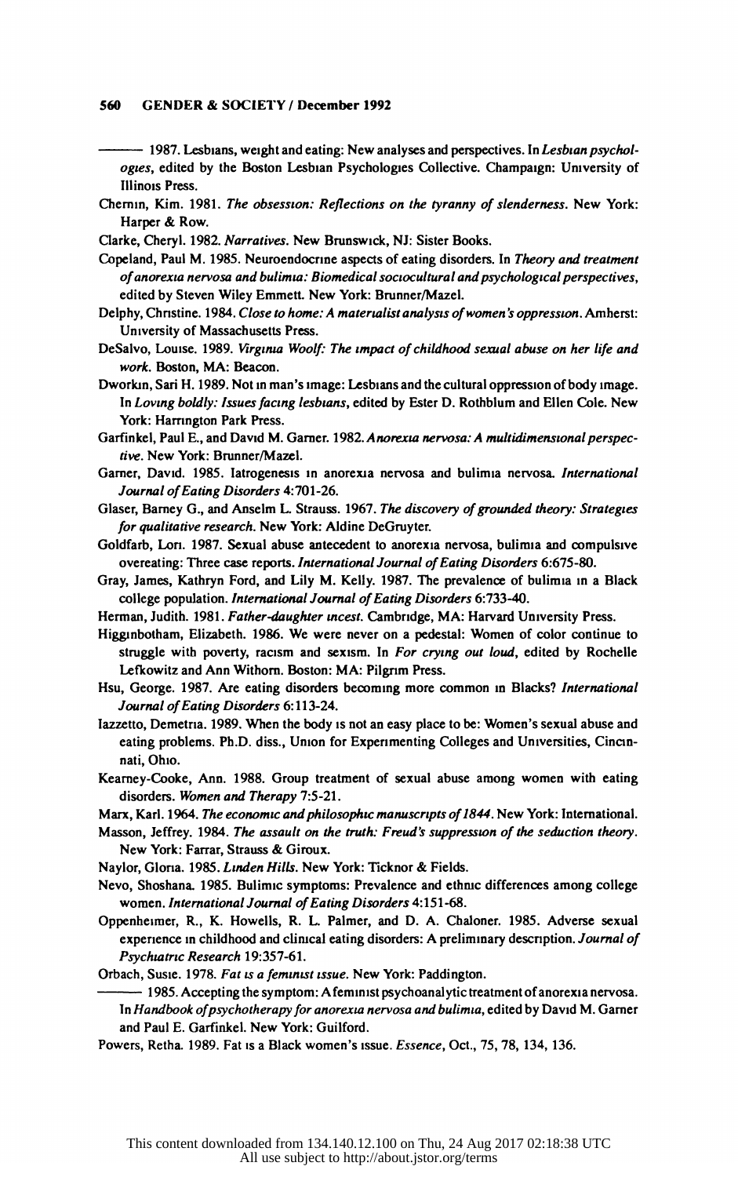——— 1987. Lesbians, weight and eating: New analyses and perspectives. In *Lesbian psychologies*, edited by the Boston Lesbian Psychologies Collective. Champaign: University of Illinois Press.

Chernin, Kim. 1981. *The obsession: Reflections on the tyranny of slenderness*. New York: Harper & Row.

Clarke, Cheryl. 1982. *Narratives*. New Brunswick, NJ: Sister Books.

Copeland, Paul M. 1985. Neuroendocrine aspects of eating disorders. In *Theory and treatment of anorexia nervosa and bulimia: Biomedical sociocultural and psychological perspectives*, edited by Steven Wiley Emmett. New York: Brunner/Mazel.

Delphy, Christine. 1984. *Close to home: A materialist analysis of women's oppression*. Amherst: University of Massachusetts Press.

DeSalvo, Louise. 1989. *Virginia Woolf: The impact of childhood sexual abuse on her life and work*. Boston, MA: Beacon.

Dworkin, Sari H. 1989. Not in man's image: Lesbians and the cultural oppression of body image. In *Loving boldly: Issues facing lesbians*, edited by Ester D. Rothblum and Ellen Cole. New York: Harrington Park Press.

Garfinkel, Paul E., and David M. Garner. 1982. *Anorexia nervosa: A multidimensional perspective*. New York: Brunner/Mazel.

Garner, David. 1985. Iatrogenesis in anorexia nervosa and bulimia nervosa. *International Journal of Eating Disorders* 4:701-26.

Glaser, Barney G., and Anselm L. Strauss. 1967. *The discovery of grounded theory: Strategies for qualitative research*. New York: Aldine DeGruyter.

Goldfarb, Lori. 1987. Sexual abuse antecedent to anorexia nervosa, bulimia and compulsive overeating: Three case reports. *International Journal of Eating Disorders* 6:675-80.

Gray, James, Kathryn Ford, and Lily M. Kelly. 1987. The prevalence of bulimia in a Black college population. *International Journal of Eating Disorders* 6:733-40.

Herman, Judith. 1981. *Father-daughter incest*. Cambridge, MA: Harvard University Press.

Higginbotham, Elizabeth. 1986. We were never on a pedestal: Women of color continue to struggle with poverty, racism and sexism. In *For crying out loud*, edited by Rochelle Lefkowitz and Ann Withorn. Boston: MA: Pilgrim Press.

Hsu, George. 1987. Are eating disorders becoming more common in Blacks? *International Journal of Eating Disorders* 6:113-24.

Iazzetto, Demetria. 1989. When the body is not an easy place to be: Women's sexual abuse and eating problems. Ph.D. diss., Union for Experimenting Colleges and Universities, Cincinnati, Ohio.

Kearney-Cooke, Ann. 1988. Group treatment of sexual abuse among women with eating disorders. *Women and Therapy* 7:5-21.

Marx, Karl. 1964. *The economic and philosophic manuscripts of 1844*. New York: International.

Masson, Jeffrey. 1984. *The assault on the truth: Freud's suppression of the seduction theory*. New York: Farrar, Strauss & Giroux.

Naylor, Gloria. 1985. *Linden Hills*. New York: Ticknor & Fields.

Nevo, Shoshana. 1985. Bulimic symptoms: Prevalence and ethnic differences among college women. *International Journal of Eating Disorders* 4:151-68.

Oppenheimer, R., K. Howells, R. L. Palmer, and D. A. Chaloner. 1985. Adverse sexual experience in childhood and clinical eating disorders: A preliminary description. *Journal of Psychiatric Research* 19:357-61.

Orbach, Susie. 1978. *Fat is a feminist issue*. New York: Paddington.

——— 1985. Accepting the symptom: A feminist psychoanalytic treatment of anorexia nervosa. In *Handbook of psychotherapy for anorexia nervosa and bulimia*, edited by David M. Garner and Paul E. Garfinkel. New York: Guilford.

Powers, Retha. 1989. Fat is a Black women's issue. *Essence*, Oct., 75, 78, 134, 136.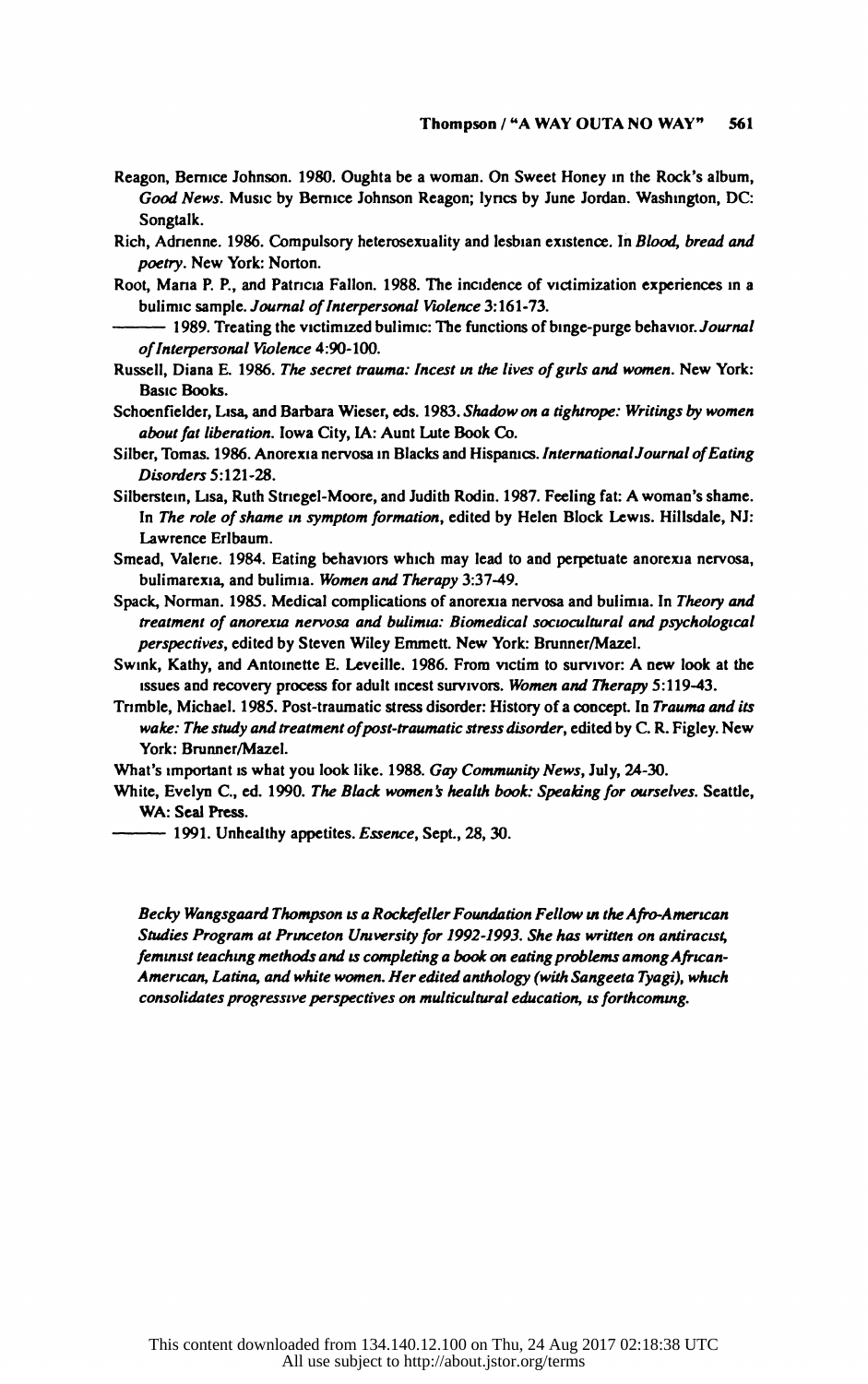Reagon, Bernice Johnson. 1980. Oughta be a woman. On Sweet Honey in the Rock's album, *Good News*. Music by Bernice Johnson Reagon; lyrics by June Jordan. Washington, DC: Songtalk.

Rich, Adrienne. 1986. Compulsory heterosexuality and lesbian existence. In *Blood, bread and poetry*. New York: Norton.

Root, Maria P. P., and Patricia Fallon. 1988. The incidence of victimization experiences in a bulimic sample. *Journal of Interpersonal Violence* 3:161-73.

——— 1989. Treating the victimized bulimic: The functions of binge-purge behavior. *Journal of Interpersonal Violence* 4:90-100.

Russell, Diana E. 1986. *The secret trauma: Incest in the lives of girls and women*. New York: Basic Books.

Schoenfielder, Lisa, and Barbara Wieser, eds. 1983. *Shadow on a tightrope: Writings by women about fat liberation*. Iowa City, IA: Aunt Lute Book Co.

Silber, Tomas. 1986. Anorexia nervosa in Blacks and Hispanics. *International Journal of Eating Disorders* 5:121-28.

Silberstein, Lisa, Ruth Striegel-Moore, and Judith Rodin. 1987. Feeling fat: A woman's shame. In *The role of shame in symptom formation*, edited by Helen Block Lewis. Hillsdale, NJ: Lawrence Erlbaum.

Smead, Valerie. 1984. Eating behaviors which may lead to and perpetuate anorexia nervosa, bulimarexia, and bulimia. *Women and Therapy* 3:37-49.

Spack, Norman. 1985. Medical complications of anorexia nervosa and bulimia. In *Theory and treatment of anorexia nervosa and bulimia: Biomedical sociocultural and psychological perspectives*, edited by Steven Wiley Emmett. New York: Brunner/Mazel.

Swink, Kathy, and Antoinette E. Leveille. 1986. From victim to survivor: A new look at the issues and recovery process for adult incest survivors. *Women and Therapy* 5:119-43.

Trimble, Michael. 1985. Post-traumatic stress disorder: History of a concept. In *Trauma and its wake: The study and treatment of post-traumatic stress disorder*, edited by C. R. Figley. New York: Brunner/Mazel.

What's important is what you look like. 1988. *Gay Community News*, July, 24-30.

White, Evelyn C., ed. 1990. *The Black women's health book: Speaking for ourselves*. Seattle, WA: Seal Press.

——— 1991. Unhealthy appetites. *Essence*, Sept., 28, 30.

*Becky Wangsgaard Thompson is a Rockefeller Foundation Fellow in the Afro-American Studies Program at Princeton University for 1992-1993. She has written on antiracist, feminist teaching methods and is completing a book on eating problems among African-American, Latina, and white women. Her edited anthology (with Sangeeta Tyagi), which consolidates progressive perspectives on multicultural education, is forthcoming.*